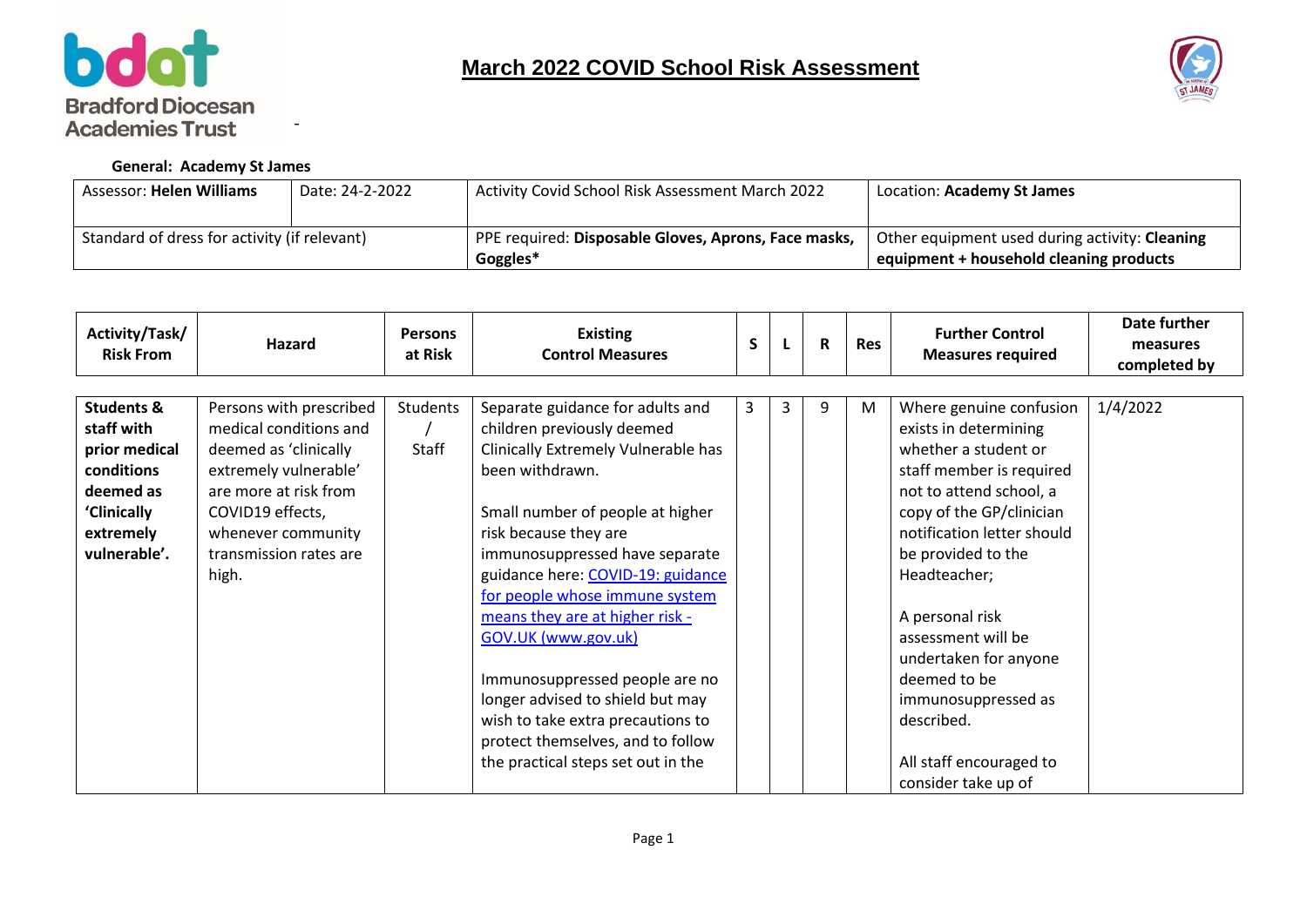# March 2022 COVID School Risk Assessment

**General: Academy St James**

| Assessor: **Helen Williams** | Date: 24-2-2022 | Activity Covid School Risk Assessment March 2022 | Location: **Academy St James** |
|---|---|---|---|
| Standard of dress for activity (if relevant) | | PPE required: **Disposable Gloves, Aprons, Face masks, Goggles*** | Other equipment used during activity: **Cleaning equipment + household cleaning products** |

| Activity/Task/ Risk From | Hazard | Persons at Risk | Existing Control Measures | S | L | R | Res | Further Control Measures required | Date further measures completed by |
|---|---|---|---|---|---|---|---|---|---|
| **Students & staff with prior medical conditions deemed as 'Clinically extremely vulnerable'.** | Persons with prescribed medical conditions and deemed as 'clinically extremely vulnerable' are more at risk from COVID19 effects, whenever community transmission rates are high. | Students / Staff | Separate guidance for adults and children previously deemed Clinically Extremely Vulnerable has been withdrawn.<br><br>Small number of people at higher risk because they are immunosuppressed have separate guidance here: [COVID-19: guidance for people whose immune system means they are at higher risk - GOV.UK (www.gov.uk)]()<br><br>Immunosuppressed people are no longer advised to shield but may wish to take extra precautions to protect themselves, and to follow the practical steps set out in the | 3 | 3 | 9 | M | Where genuine confusion exists in determining whether a student or staff member is required not to attend school, a copy of the GP/clinician notification letter should be provided to the Headteacher;<br><br>A personal risk assessment will be undertaken for anyone deemed to be immunosuppressed as described.<br><br>All staff encouraged to consider take up of | 1/4/2022 |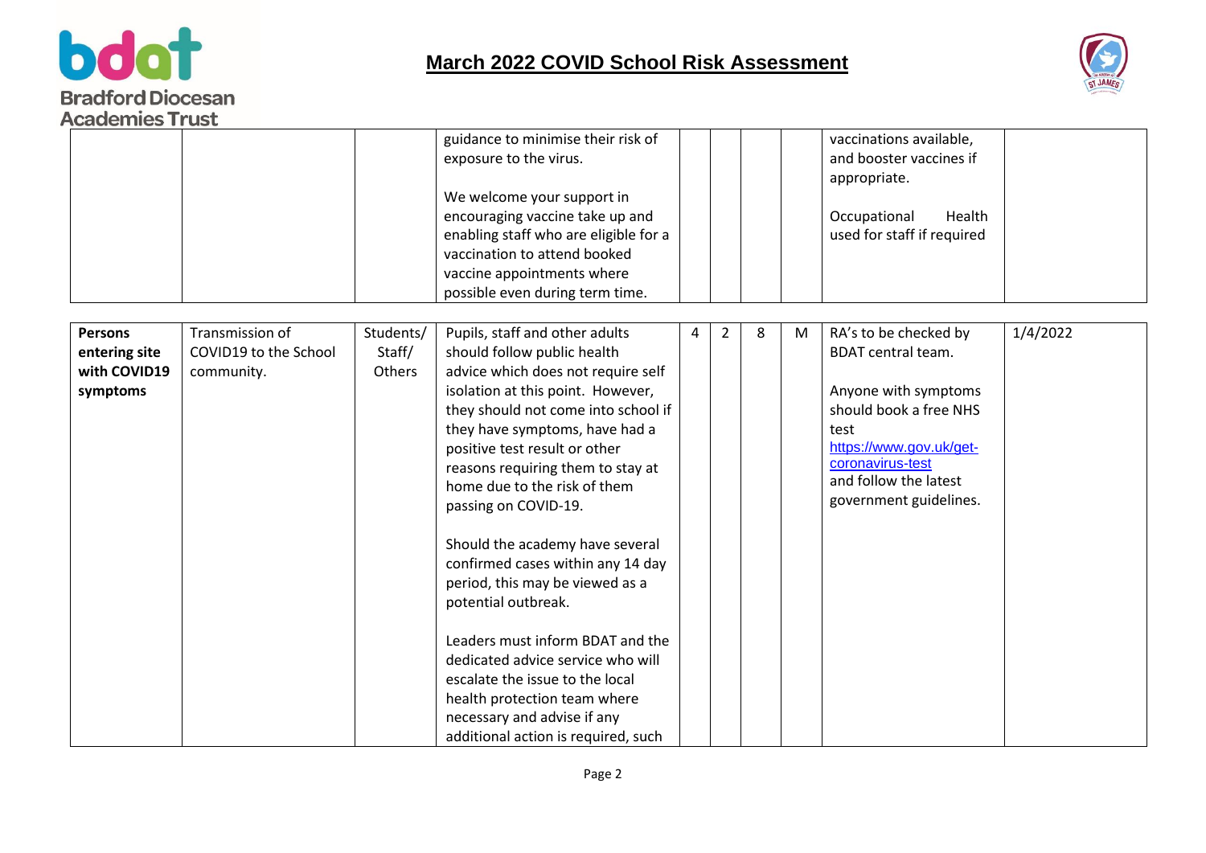| | | | | | | | | | |
|---|---|---|---|---|---|---|---|---|---|
| | | | guidance to minimise their risk of exposure to the virus.<br><br>We welcome your support in encouraging vaccine take up and enabling staff who are eligible for a vaccination to attend booked vaccine appointments where possible even during term time. | | | | | vaccinations available, and booster vaccines if appropriate.<br><br>Occupational Health used for staff if required | |
| **Persons entering site with COVID19 symptoms** | Transmission of COVID19 to the School community. | Students/ Staff/ Others | Pupils, staff and other adults should follow public health advice which does not require self isolation at this point. However, they should not come into school if they have symptoms, have had a positive test result or other reasons requiring them to stay at home due to the risk of them passing on COVID-19.<br><br>Should the academy have several confirmed cases within any 14 day period, this may be viewed as a potential outbreak.<br><br>Leaders must inform BDAT and the dedicated advice service who will escalate the issue to the local health protection team where necessary and advise if any additional action is required, such | 4 | 2 | 8 | M | RA's to be checked by BDAT central team.<br><br>Anyone with symptoms should book a free NHS test https://www.gov.uk/get-coronavirus-test and follow the latest government guidelines. | 1/4/2022 |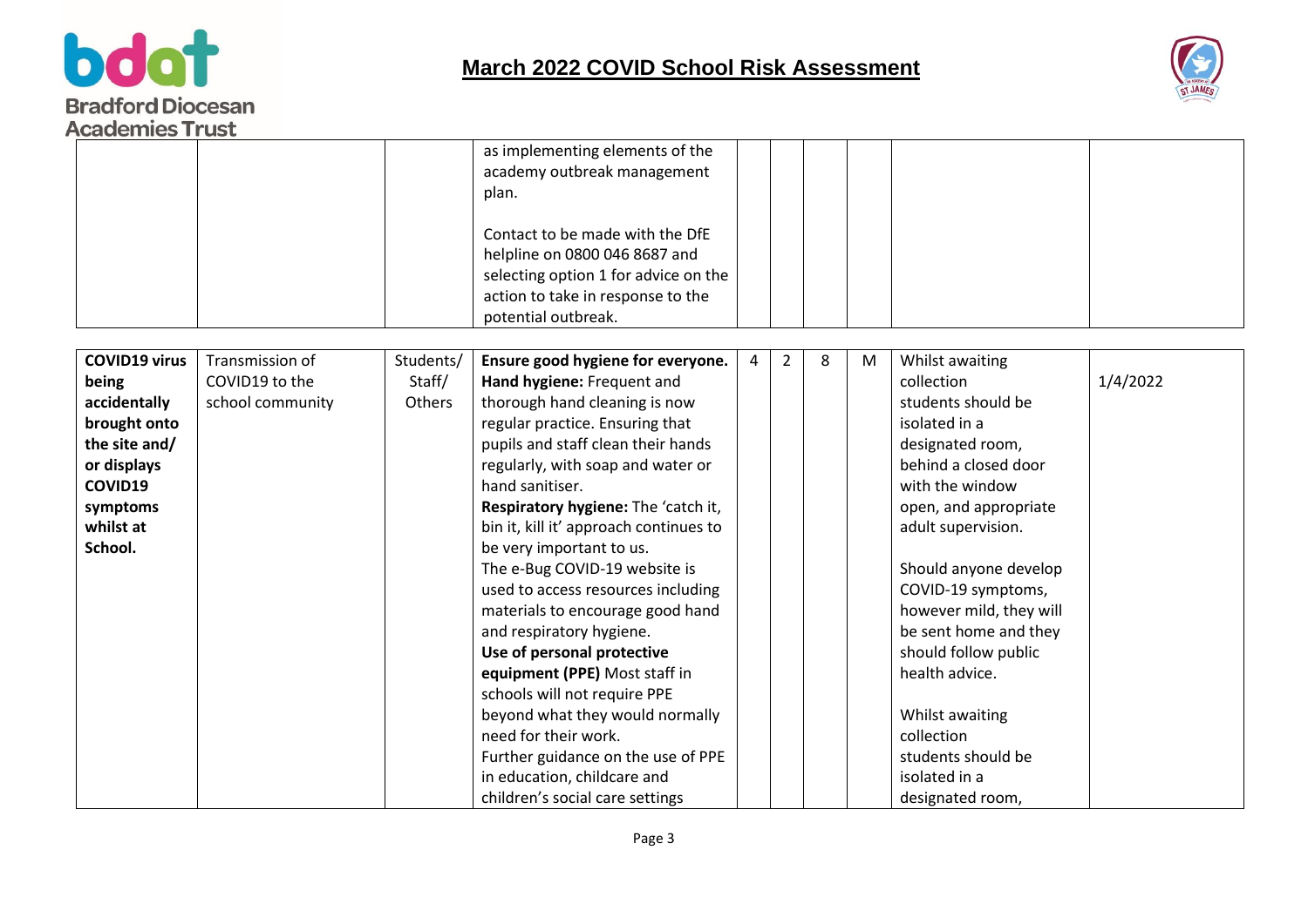| | | | | | | | | | |
|---|---|---|---|---|---|---|---|---|---|
| | | | as implementing elements of the academy outbreak management plan.<br><br>Contact to be made with the DfE helpline on 0800 046 8687 and selecting option 1 for advice on the action to take in response to the potential outbreak. | | | | | | |

| | | | | | | | | | |
|---|---|---|---|---|---|---|---|---|---|
| **COVID19 virus being accidentally brought onto the site and/ or displays COVID19 symptoms whilst at School.** | Transmission of COVID19 to the school community | Students/ Staff/ Others | **Ensure good hygiene for everyone.**<br>**Hand hygiene:** Frequent and thorough hand cleaning is now regular practice. Ensuring that pupils and staff clean their hands regularly, with soap and water or hand sanitiser.<br>**Respiratory hygiene:** The 'catch it, bin it, kill it' approach continues to be very important to us.<br>The e-Bug COVID-19 website is used to access resources including materials to encourage good hand and respiratory hygiene.<br>**Use of personal protective equipment (PPE)** Most staff in schools will not require PPE beyond what they would normally need for their work.<br>Further guidance on the use of PPE in education, childcare and children's social care settings | 4 | 2 | 8 | M | Whilst awaiting collection students should be isolated in a designated room, behind a closed door with the window open, and appropriate adult supervision.<br><br>Should anyone develop COVID-19 symptoms, however mild, they will be sent home and they should follow public health advice.<br><br>Whilst awaiting collection students should be isolated in a designated room, | 1/4/2022 |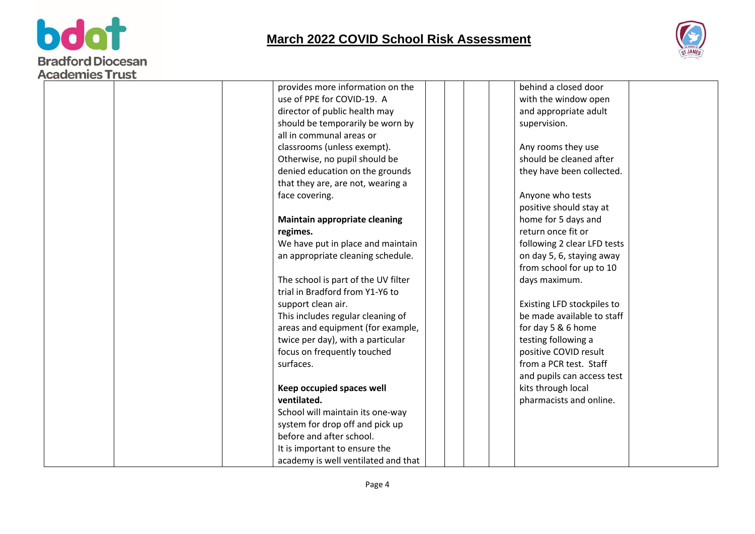| | | | | | | | | |
|---|---|---|---|---|---|---|---|---|
| | | | provides more information on the use of PPE for COVID-19. A director of public health may should be temporarily be worn by all in communal areas or classrooms (unless exempt). Otherwise, no pupil should be denied education on the grounds that they are, are not, wearing a face covering.<br><br>**Maintain appropriate cleaning regimes.**<br>We have put in place and maintain an appropriate cleaning schedule.<br><br>The school is part of the UV filter trial in Bradford from Y1-Y6 to support clean air.<br>This includes regular cleaning of areas and equipment (for example, twice per day), with a particular focus on frequently touched surfaces.<br><br>**Keep occupied spaces well ventilated.**<br>School will maintain its one-way system for drop off and pick up before and after school.<br>It is important to ensure the academy is well ventilated and that | | | | behind a closed door with the window open and appropriate adult supervision.<br><br>Any rooms they use should be cleaned after they have been collected.<br><br>Anyone who tests positive should stay at home for 5 days and return once fit or following 2 clear LFD tests on day 5, 6, staying away from school for up to 10 days maximum.<br><br>Existing LFD stockpiles to be made available to staff for day 5 & 6 home testing following a positive COVID result from a PCR test. Staff and pupils can access test kits through local pharmacists and online. | |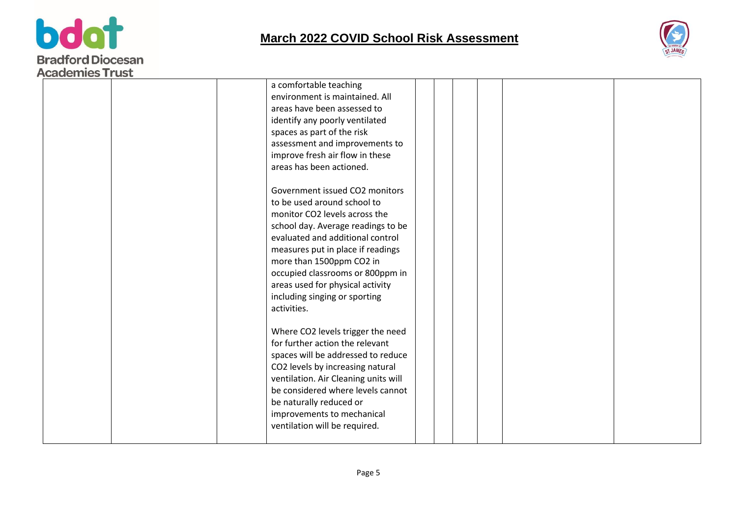# March 2022 COVID School Risk Assessment

| | | | | | | | | | |
|---|---|---|---|---|---|---|---|---|---|
| | | | a comfortable teaching environment is maintained. All areas have been assessed to identify any poorly ventilated spaces as part of the risk assessment and improvements to improve fresh air flow in these areas has been actioned.<br><br>Government issued $CO_2$ monitors to be used around school to monitor $CO_2$ levels across the school day. Average readings to be evaluated and additional control measures put in place if readings more than 1500ppm $CO_2$ in occupied classrooms or 800ppm in areas used for physical activity including singing or sporting activities.<br><br>Where $CO_2$ levels trigger the need for further action the relevant spaces will be addressed to reduce $CO_2$ levels by increasing natural ventilation. Air Cleaning units will be considered where levels cannot be naturally reduced or improvements to mechanical ventilation will be required. | | | | | | |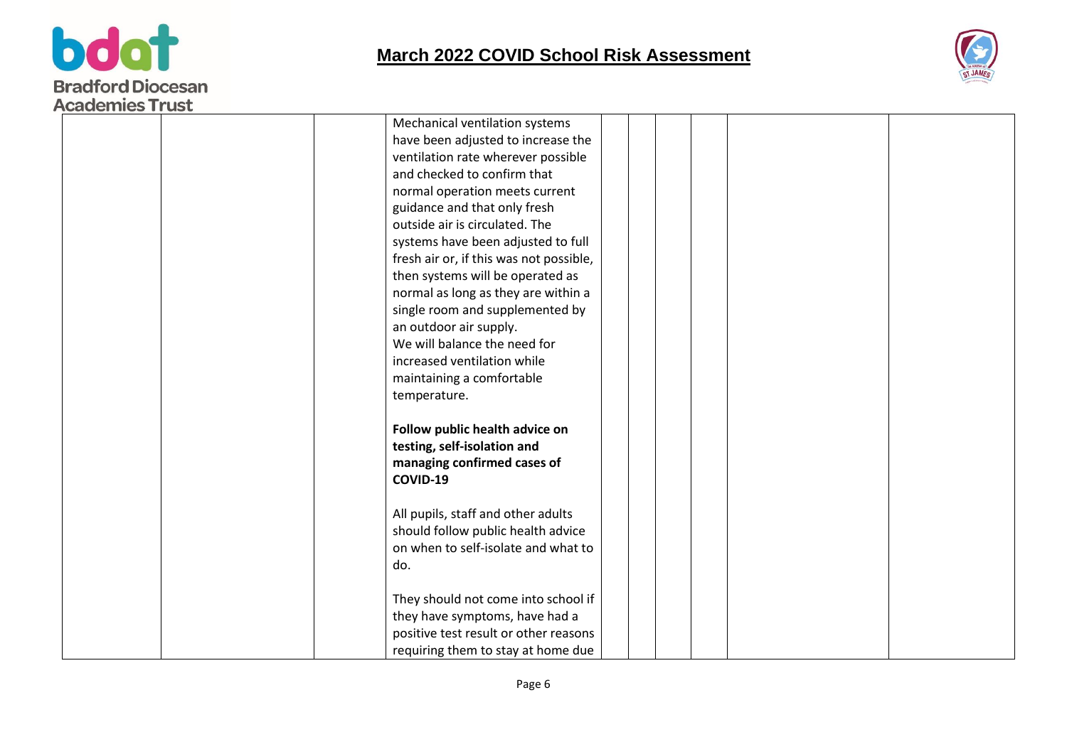| | | | | | | | | |
|---|---|---|---|---|---|---|---|---|
| | | | Mechanical ventilation systems have been adjusted to increase the ventilation rate wherever possible and checked to confirm that normal operation meets current guidance and that only fresh outside air is circulated. The systems have been adjusted to full fresh air or, if this was not possible, then systems will be operated as normal as long as they are within a single room and supplemented by an outdoor air supply.<br>We will balance the need for increased ventilation while maintaining a comfortable temperature.<br><br>**Follow public health advice on testing, self-isolation and managing confirmed cases of COVID-19**<br><br>All pupils, staff and other adults should follow public health advice on when to self-isolate and what to do.<br><br>They should not come into school if they have symptoms, have had a positive test result or other reasons requiring them to stay at home due | | | | | |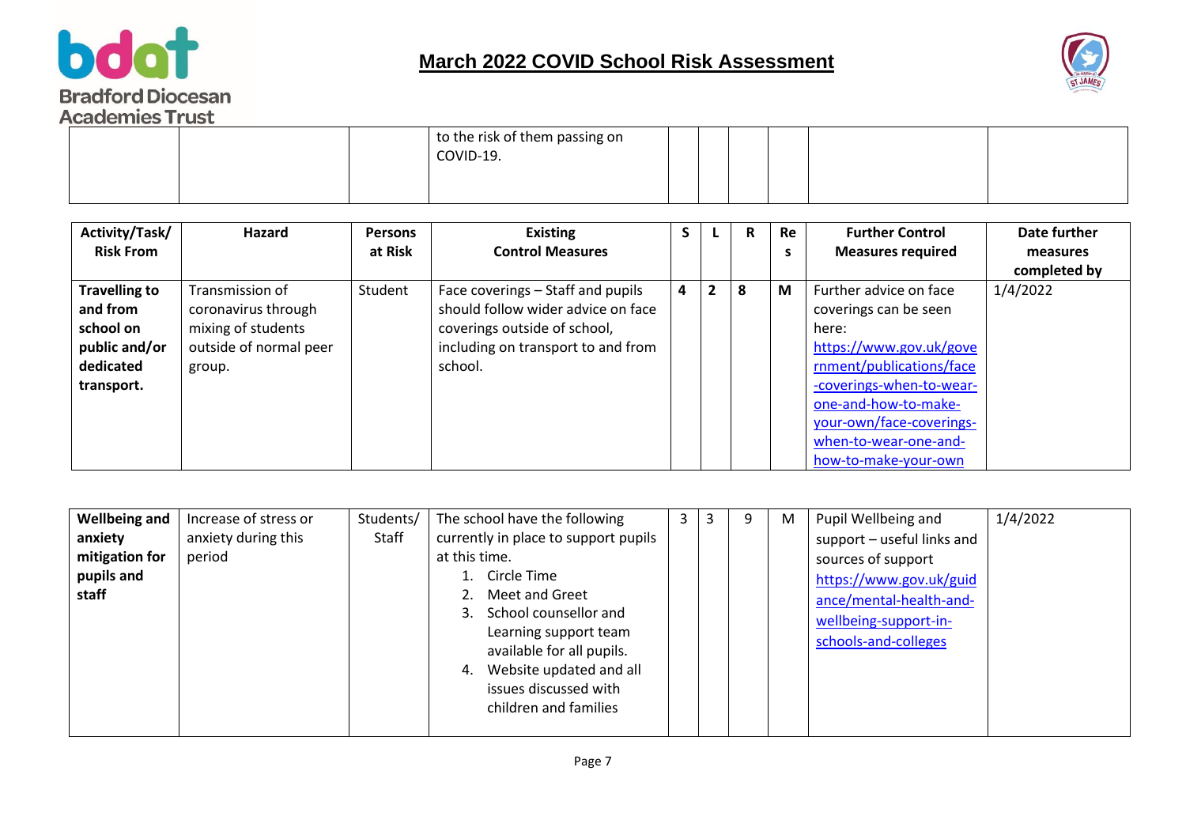| | | | to the risk of them passing on COVID-19. | | | | | | |
|---|---|---|---|---|---|---|---|---|---|

| Activity/Task/ Risk From | Hazard | Persons at Risk | Existing Control Measures | S | L | R | Res | Further Control Measures required | Date further measures completed by |
|---|---|---|---|---|---|---|---|---|---|
| **Travelling to and from school on public and/or dedicated transport.** | Transmission of coronavirus through mixing of students outside of normal peer group. | Student | Face coverings – Staff and pupils should follow wider advice on face coverings outside of school, including on transport to and from school. | **4** | **2** | **8** | **M** | Further advice on face coverings can be seen here: https://www.gov.uk/government/publications/face-coverings-when-to-wear-one-and-how-to-make-your-own/face-coverings-when-to-wear-one-and-how-to-make-your-own | 1/4/2022 |

| | | | | | | | | | |
|---|---|---|---|---|---|---|---|---|---|
| **Wellbeing and anxiety mitigation for pupils and staff** | Increase of stress or anxiety during this period | Students/ Staff | The school have the following currently in place to support pupils at this time.<br>1. Circle Time<br>2. Meet and Greet<br>3. School counsellor and Learning support team available for all pupils.<br>4. Website updated and all issues discussed with children and families | 3 | 3 | 9 | M | Pupil Wellbeing and support – useful links and sources of support https://www.gov.uk/guidance/mental-health-and-wellbeing-support-in-schools-and-colleges | 1/4/2022 |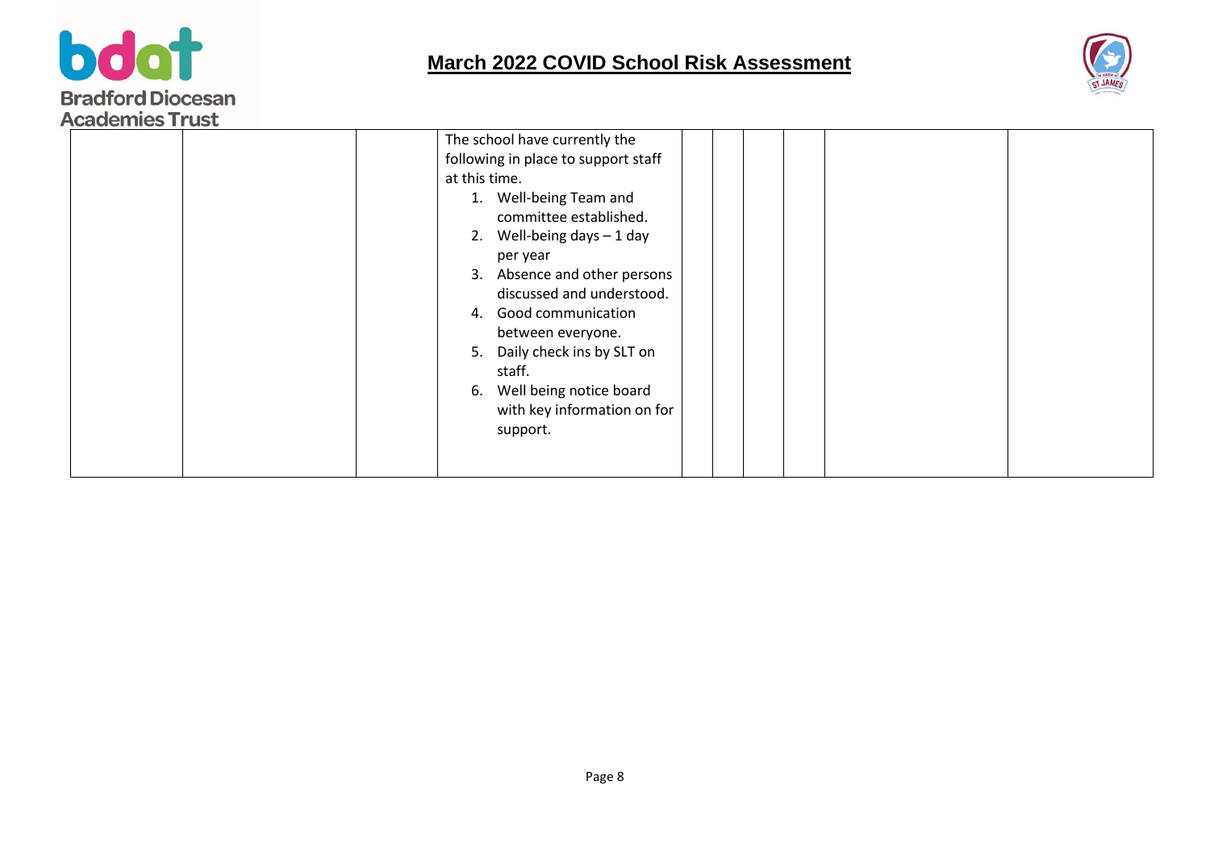| | | | | | | | | | |
|---|---|---|---|---|---|---|---|---|---|
| | | | The school have currently the following in place to support staff at this time.<br>1. Well-being Team and committee established.<br>2. Well-being days – 1 day per year<br>3. Absence and other persons discussed and understood.<br>4. Good communication between everyone.<br>5. Daily check ins by SLT on staff.<br>6. Well being notice board with key information on for support. | | | | | | |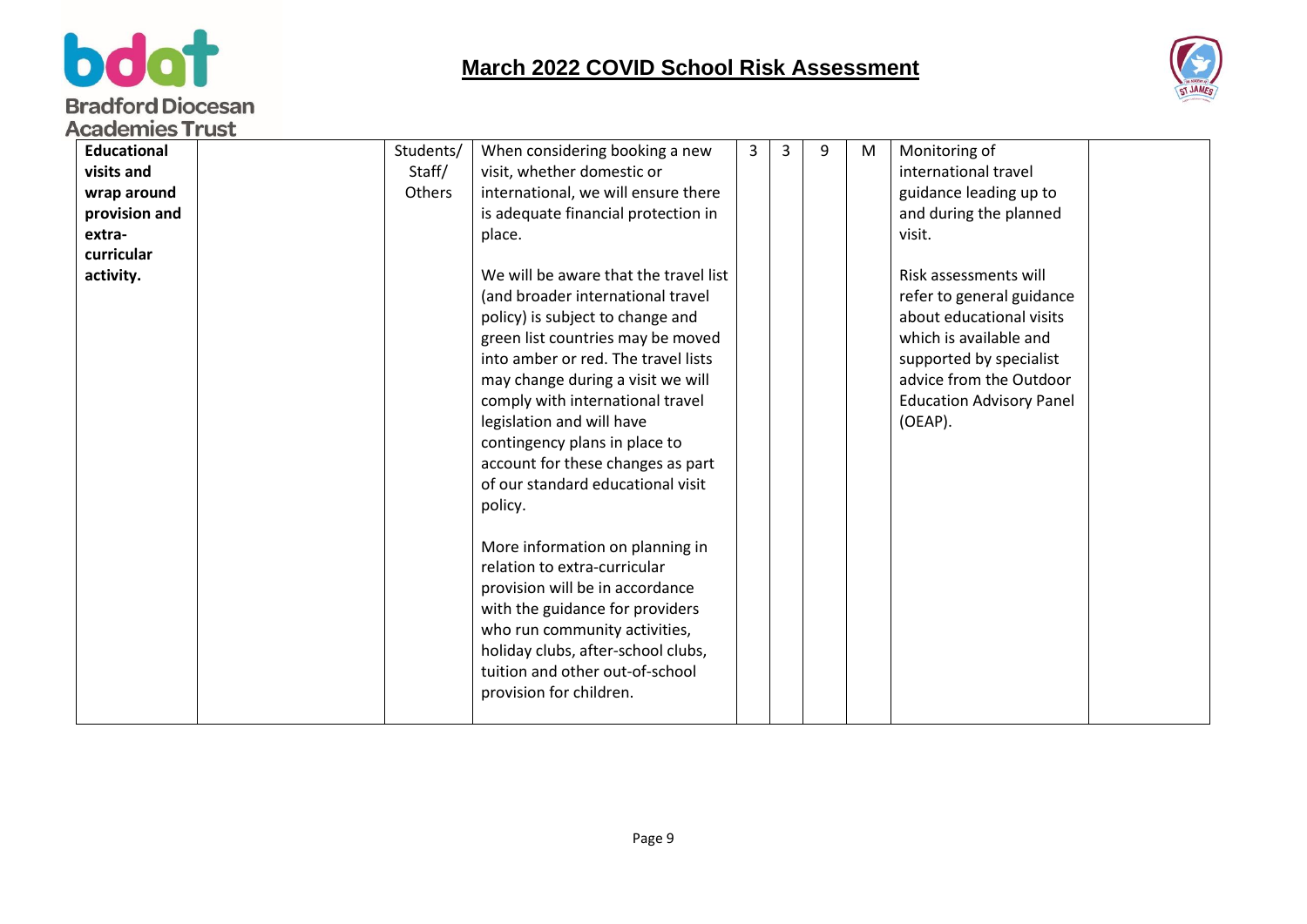| | | | | | | | | | |
|---|---|---|---|---|---|---|---|---|---|
| **Educational visits and wrap around provision and extra-curricular activity.** | | Students/ Staff/ Others | When considering booking a new visit, whether domestic or international, we will ensure there is adequate financial protection in place.<br><br>We will be aware that the travel list (and broader international travel policy) is subject to change and green list countries may be moved into amber or red. The travel lists may change during a visit we will comply with international travel legislation and will have contingency plans in place to account for these changes as part of our standard educational visit policy.<br><br>More information on planning in relation to extra-curricular provision will be in accordance with the guidance for providers who run community activities, holiday clubs, after-school clubs, tuition and other out-of-school provision for children. | 3 | 3 | 9 | M | Monitoring of international travel guidance leading up to and during the planned visit.<br><br>Risk assessments will refer to general guidance about educational visits which is available and supported by specialist advice from the Outdoor Education Advisory Panel (OEAP). | |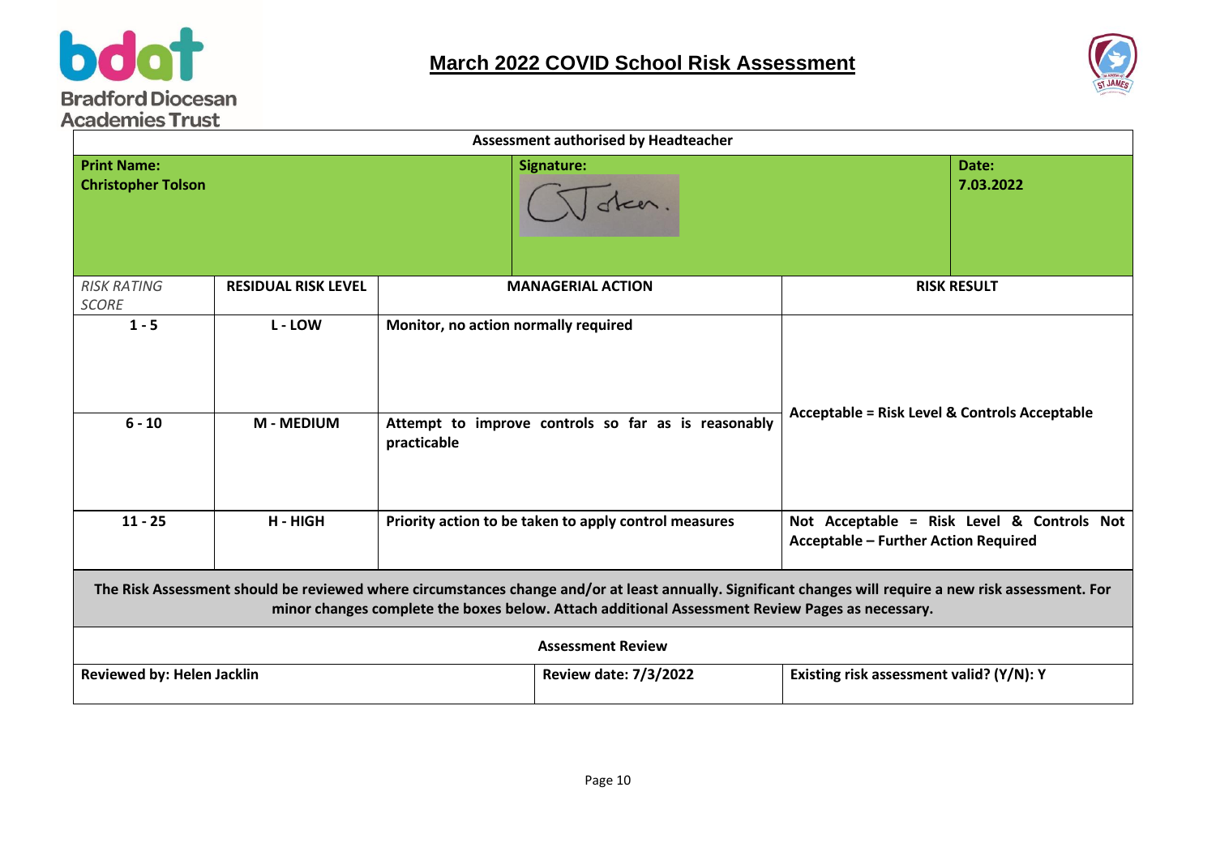# March 2022 COVID School Risk Assessment

| Assessment authorised by Headteacher | | |
|---|---|---|
| **Print Name:** **Christopher Tolson** | **Signature:** | **Date:** **7.03.2022** |

| *RISK RATING SCORE* | **RESIDUAL RISK LEVEL** | **MANAGERIAL ACTION** | **RISK RESULT** |
|---|---|---|---|
| **1 - 5** | **L - LOW** | **Monitor, no action normally required** | **Acceptable = Risk Level & Controls Acceptable** |
| **6 - 10** | **M - MEDIUM** | **Attempt to improve controls so far as is reasonably practicable** | |
| **11 - 25** | **H - HIGH** | **Priority action to be taken to apply control measures** | **Not Acceptable = Risk Level & Controls Not Acceptable – Further Action Required** |

**The Risk Assessment should be reviewed where circumstances change and/or at least annually. Significant changes will require a new risk assessment. For minor changes complete the boxes below. Attach additional Assessment Review Pages as necessary.**

| Assessment Review | | |
|---|---|---|
| **Reviewed by: Helen Jacklin** | **Review date: 7/3/2022** | **Existing risk assessment valid? (Y/N): Y** |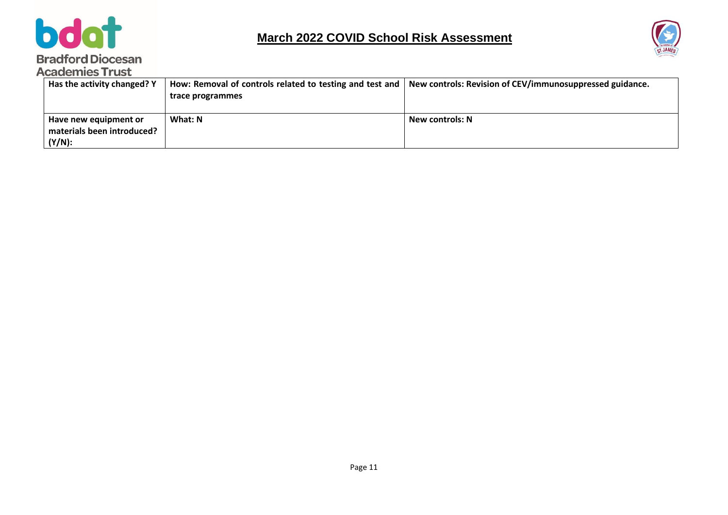| | | |
|---|---|---|
| **Has the activity changed? Y** | **How: Removal of controls related to testing and test and trace programmes** | **New controls: Revision of CEV/immunosuppressed guidance.** |
| **Have new equipment or materials been introduced? (Y/N):** | **What: N** | **New controls: N** |